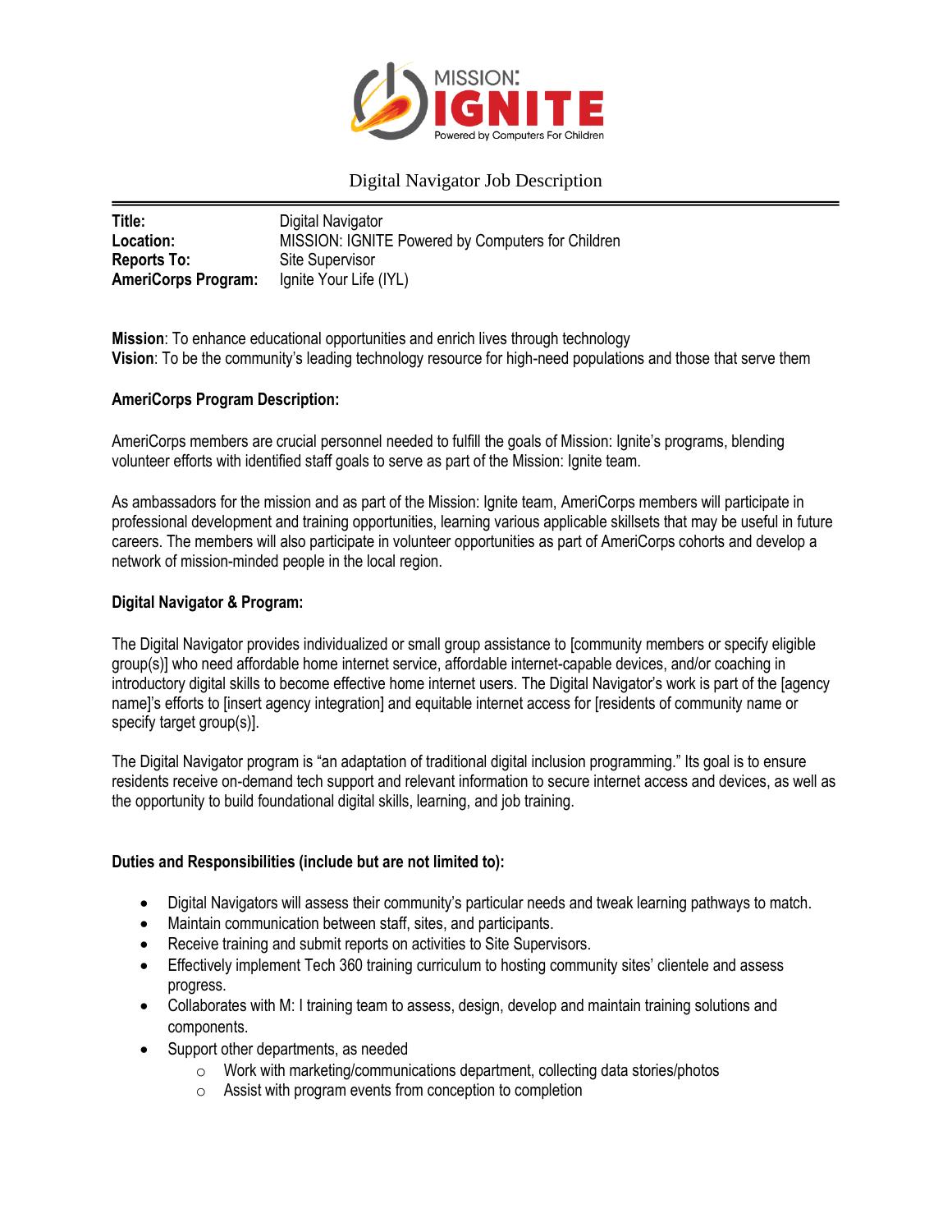# Digital Navigator Job Description

**Title:** Digital Navigator
**Location:** MISSION: IGNITE Powered by Computers for Children
**Reports To:** Site Supervisor
**AmeriCorps Program:** Ignite Your Life (IYL)

**Mission**: To enhance educational opportunities and enrich lives through technology
**Vision**: To be the community's leading technology resource for high-need populations and those that serve them

**AmeriCorps Program Description:**

AmeriCorps members are crucial personnel needed to fulfill the goals of Mission: Ignite's programs, blending volunteer efforts with identified staff goals to serve as part of the Mission: Ignite team.

As ambassadors for the mission and as part of the Mission: Ignite team, AmeriCorps members will participate in professional development and training opportunities, learning various applicable skillsets that may be useful in future careers. The members will also participate in volunteer opportunities as part of AmeriCorps cohorts and develop a network of mission-minded people in the local region.

**Digital Navigator & Program:**

The Digital Navigator provides individualized or small group assistance to [community members or specify eligible group(s)] who need affordable home internet service, affordable internet-capable devices, and/or coaching in introductory digital skills to become effective home internet users. The Digital Navigator's work is part of the [agency name]'s efforts to [insert agency integration] and equitable internet access for [residents of community name or specify target group(s)].

The Digital Navigator program is "an adaptation of traditional digital inclusion programming." Its goal is to ensure residents receive on-demand tech support and relevant information to secure internet access and devices, as well as the opportunity to build foundational digital skills, learning, and job training.

**Duties and Responsibilities (include but are not limited to):**

- Digital Navigators will assess their community's particular needs and tweak learning pathways to match.
- Maintain communication between staff, sites, and participants.
- Receive training and submit reports on activities to Site Supervisors.
- Effectively implement Tech 360 training curriculum to hosting community sites' clientele and assess progress.
- Collaborates with M: I training team to assess, design, develop and maintain training solutions and components.
- Support other departments, as needed
  - Work with marketing/communications department, collecting data stories/photos
  - Assist with program events from conception to completion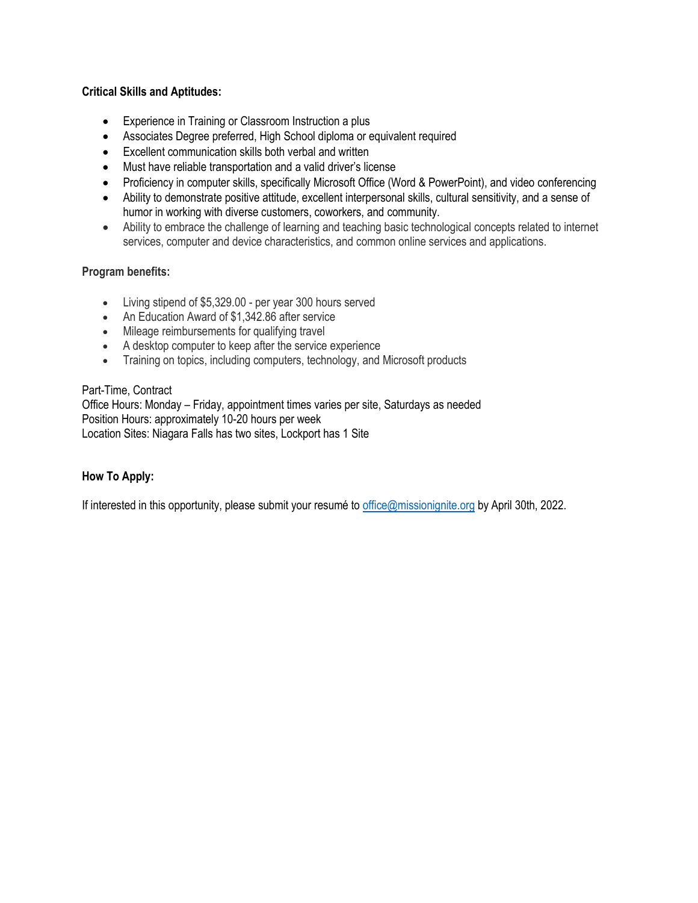**Critical Skills and Aptitudes:**

- Experience in Training or Classroom Instruction a plus
- Associates Degree preferred, High School diploma or equivalent required
- Excellent communication skills both verbal and written
- Must have reliable transportation and a valid driver's license
- Proficiency in computer skills, specifically Microsoft Office (Word & PowerPoint), and video conferencing
- Ability to demonstrate positive attitude, excellent interpersonal skills, cultural sensitivity, and a sense of humor in working with diverse customers, coworkers, and community.
- Ability to embrace the challenge of learning and teaching basic technological concepts related to internet services, computer and device characteristics, and common online services and applications.

**Program benefits:**

- Living stipend of $5,329.00 - per year 300 hours served
- An Education Award of $1,342.86 after service
- Mileage reimbursements for qualifying travel
- A desktop computer to keep after the service experience
- Training on topics, including computers, technology, and Microsoft products

Part-Time, Contract
Office Hours: Monday – Friday, appointment times varies per site, Saturdays as needed
Position Hours: approximately 10-20 hours per week
Location Sites: Niagara Falls has two sites, Lockport has 1 Site

**How To Apply:**

If interested in this opportunity, please submit your resumé to office@missionignite.org by April 30th, 2022.